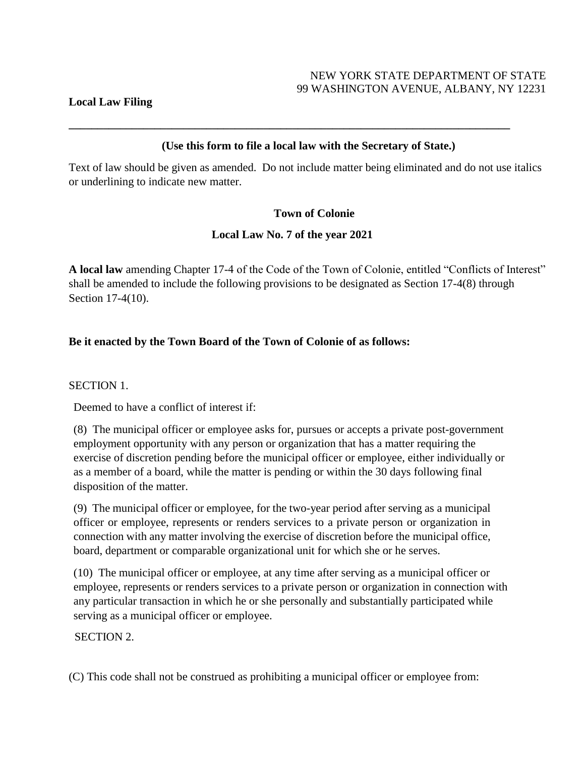NEW YORK STATE DEPARTMENT OF STATE
99 WASHINGTON AVENUE, ALBANY, NY 12231

**Local Law Filing**

---

**(Use this form to file a local law with the Secretary of State.)**

Text of law should be given as amended. Do not include matter being eliminated and do not use italics or underlining to indicate new matter.

**Town of Colonie**

**Local Law No. 7 of the year 2021**

**A local law** amending Chapter 17-4 of the Code of the Town of Colonie, entitled "Conflicts of Interest" shall be amended to include the following provisions to be designated as Section 17-4(8) through Section 17-4(10).

**Be it enacted by the Town Board of the Town of Colonie of as follows:**

SECTION 1.

Deemed to have a conflict of interest if:

(8) The municipal officer or employee asks for, pursues or accepts a private post-government employment opportunity with any person or organization that has a matter requiring the exercise of discretion pending before the municipal officer or employee, either individually or as a member of a board, while the matter is pending or within the 30 days following final disposition of the matter.

(9) The municipal officer or employee, for the two-year period after serving as a municipal officer or employee, represents or renders services to a private person or organization in connection with any matter involving the exercise of discretion before the municipal office, board, department or comparable organizational unit for which she or he serves.

(10) The municipal officer or employee, at any time after serving as a municipal officer or employee, represents or renders services to a private person or organization in connection with any particular transaction in which he or she personally and substantially participated while serving as a municipal officer or employee.

SECTION 2.

(C) This code shall not be construed as prohibiting a municipal officer or employee from: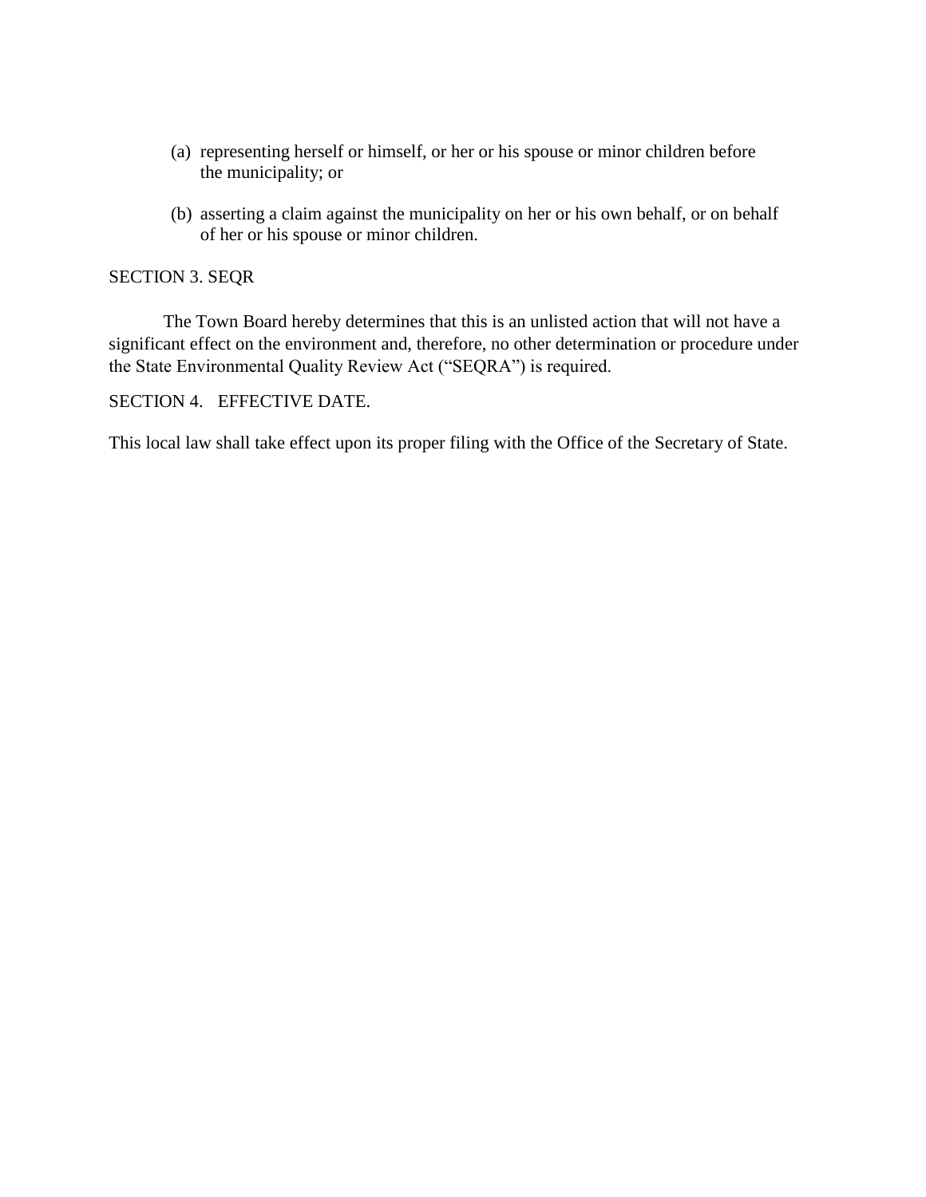(a) representing herself or himself, or her or his spouse or minor children before the municipality; or

(b) asserting a claim against the municipality on her or his own behalf, or on behalf of her or his spouse or minor children.

SECTION 3. SEQR

The Town Board hereby determines that this is an unlisted action that will not have a significant effect on the environment and, therefore, no other determination or procedure under the State Environmental Quality Review Act ("SEQRA") is required.

SECTION 4. EFFECTIVE DATE.

This local law shall take effect upon its proper filing with the Office of the Secretary of State.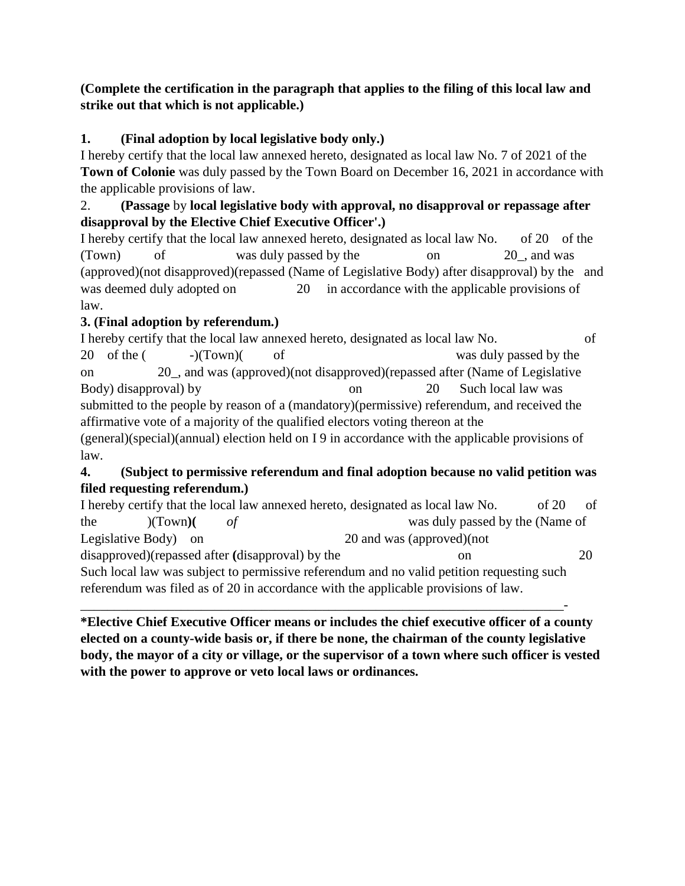**(Complete the certification in the paragraph that applies to the filing of this local law and strike out that which is not applicable.)**

**1. (Final adoption by local legislative body only.)**

I hereby certify that the local law annexed hereto, designated as local law No. 7 of 2021 of the **Town of Colonie** was duly passed by the Town Board on December 16, 2021 in accordance with the applicable provisions of law.

2. **(Passage** by **local legislative body with approval, no disapproval or repassage after disapproval by the Elective Chief Executive Officer'.)**

I hereby certify that the local law annexed hereto, designated as local law No. of 20 of the (Town) of was duly passed by the on 20_, and was (approved)(not disapproved)(repassed (Name of Legislative Body) after disapproval) by the and was deemed duly adopted on 20 in accordance with the applicable provisions of law.

**3. (Final adoption by referendum.)**

I hereby certify that the local law annexed hereto, designated as local law No. of 20 of the ( -)(Town)( of was duly passed by the on 20_, and was (approved)(not disapproved)(repassed after (Name of Legislative Body) disapproval) by on 20 Such local law was submitted to the people by reason of a (mandatory)(permissive) referendum, and received the affirmative vote of a majority of the qualified electors voting thereon at the (general)(special)(annual) election held on I 9 in accordance with the applicable provisions of law.

**4. (Subject to permissive referendum and final adoption because no valid petition was filed requesting referendum.)**

I hereby certify that the local law annexed hereto, designated as local law No. of 20 of the )(Town)**(** *of* was duly passed by the (Name of Legislative Body) on 20 and was (approved)(not disapproved)(repassed after **(**disapproval) by the on 20 Such local law was subject to permissive referendum and no valid petition requesting such referendum was filed as of 20 in accordance with the applicable provisions of law.

---

**\*Elective Chief Executive Officer means or includes the chief executive officer of a county elected on a county-wide basis or, if there be none, the chairman of the county legislative body, the mayor of a city or village, or the supervisor of a town where such officer is vested with the power to approve or veto local laws or ordinances.**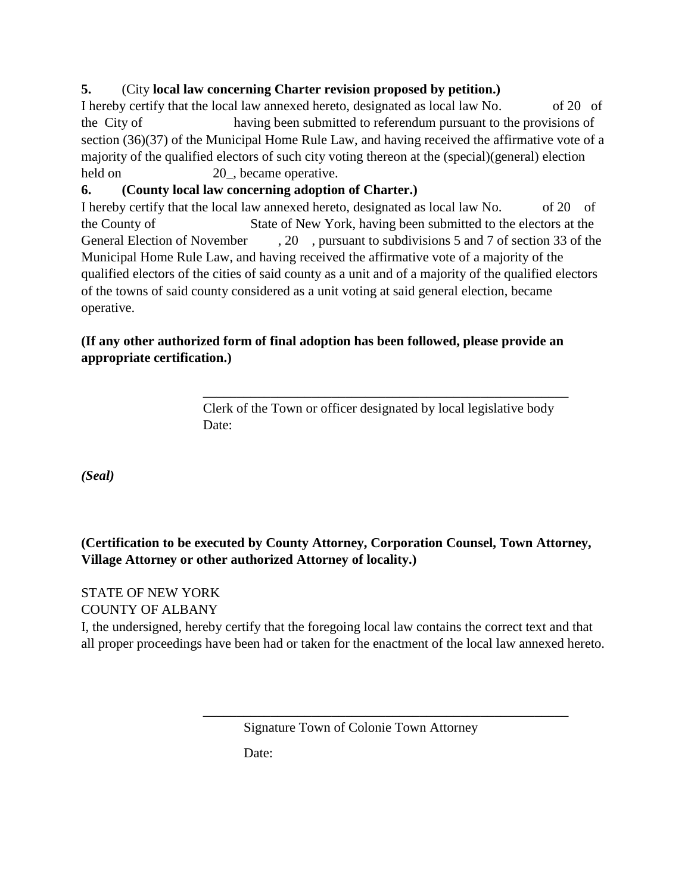**5.** (City **local law concerning Charter revision proposed by petition.)**

I hereby certify that the local law annexed hereto, designated as local law No. of 20 of the City of having been submitted to referendum pursuant to the provisions of section (36)(37) of the Municipal Home Rule Law, and having received the affirmative vote of a majority of the qualified electors of such city voting thereon at the (special)(general) election held on 20_, became operative.

**6. (County local law concerning adoption of Charter.)**

I hereby certify that the local law annexed hereto, designated as local law No. of 20 of the County of State of New York, having been submitted to the electors at the General Election of November , 20 , pursuant to subdivisions 5 and 7 of section 33 of the Municipal Home Rule Law, and having received the affirmative vote of a majority of the qualified electors of the cities of said county as a unit and of a majority of the qualified electors of the towns of said county considered as a unit voting at said general election, became operative.

**(If any other authorized form of final adoption has been followed, please provide an appropriate certification.)**

\_\_\_\_\_\_\_\_\_\_\_\_\_\_\_\_\_\_\_\_\_\_\_\_\_\_\_\_\_\_\_\_\_\_\_\_\_\_\_\_\_\_\_\_\_\_\_\_\_\_\_\_\_\_

Clerk of the Town or officer designated by local legislative body

Date:

***(Seal)***

**(Certification to be executed by County Attorney, Corporation Counsel, Town Attorney, Village Attorney or other authorized Attorney of locality.)**

STATE OF NEW YORK
COUNTY OF ALBANY

I, the undersigned, hereby certify that the foregoing local law contains the correct text and that all proper proceedings have been had or taken for the enactment of the local law annexed hereto.

\_\_\_\_\_\_\_\_\_\_\_\_\_\_\_\_\_\_\_\_\_\_\_\_\_\_\_\_\_\_\_\_\_\_\_\_\_\_\_\_\_\_\_\_\_\_\_\_\_\_\_\_\_\_

Signature Town of Colonie Town Attorney

Date: